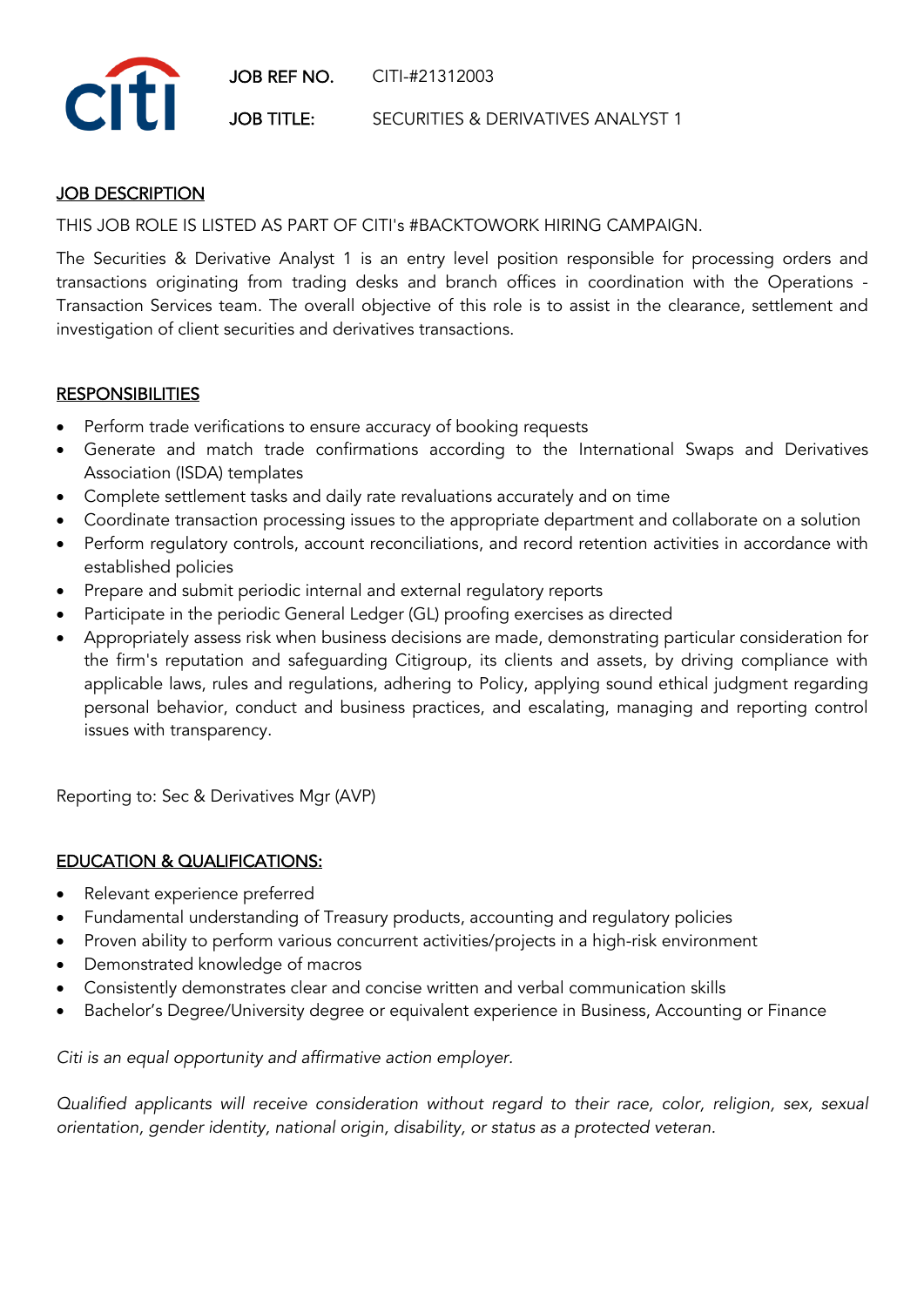**JOB REF NO.** CITI-#21312003

**JOB TITLE:** SECURITIES & DERIVATIVES ANALYST 1

## JOB DESCRIPTION

THIS JOB ROLE IS LISTED AS PART OF CITI's #BACKTOWORK HIRING CAMPAIGN.

The Securities & Derivative Analyst 1 is an entry level position responsible for processing orders and transactions originating from trading desks and branch offices in coordination with the Operations - Transaction Services team. The overall objective of this role is to assist in the clearance, settlement and investigation of client securities and derivatives transactions.

## RESPONSIBILITIES

- Perform trade verifications to ensure accuracy of booking requests
- Generate and match trade confirmations according to the International Swaps and Derivatives Association (ISDA) templates
- Complete settlement tasks and daily rate revaluations accurately and on time
- Coordinate transaction processing issues to the appropriate department and collaborate on a solution
- Perform regulatory controls, account reconciliations, and record retention activities in accordance with established policies
- Prepare and submit periodic internal and external regulatory reports
- Participate in the periodic General Ledger (GL) proofing exercises as directed
- Appropriately assess risk when business decisions are made, demonstrating particular consideration for the firm's reputation and safeguarding Citigroup, its clients and assets, by driving compliance with applicable laws, rules and regulations, adhering to Policy, applying sound ethical judgment regarding personal behavior, conduct and business practices, and escalating, managing and reporting control issues with transparency.

Reporting to: Sec & Derivatives Mgr (AVP)

## EDUCATION & QUALIFICATIONS:

- Relevant experience preferred
- Fundamental understanding of Treasury products, accounting and regulatory policies
- Proven ability to perform various concurrent activities/projects in a high-risk environment
- Demonstrated knowledge of macros
- Consistently demonstrates clear and concise written and verbal communication skills
- Bachelor's Degree/University degree or equivalent experience in Business, Accounting or Finance

*Citi is an equal opportunity and affirmative action employer.*

*Qualified applicants will receive consideration without regard to their race, color, religion, sex, sexual orientation, gender identity, national origin, disability, or status as a protected veteran.*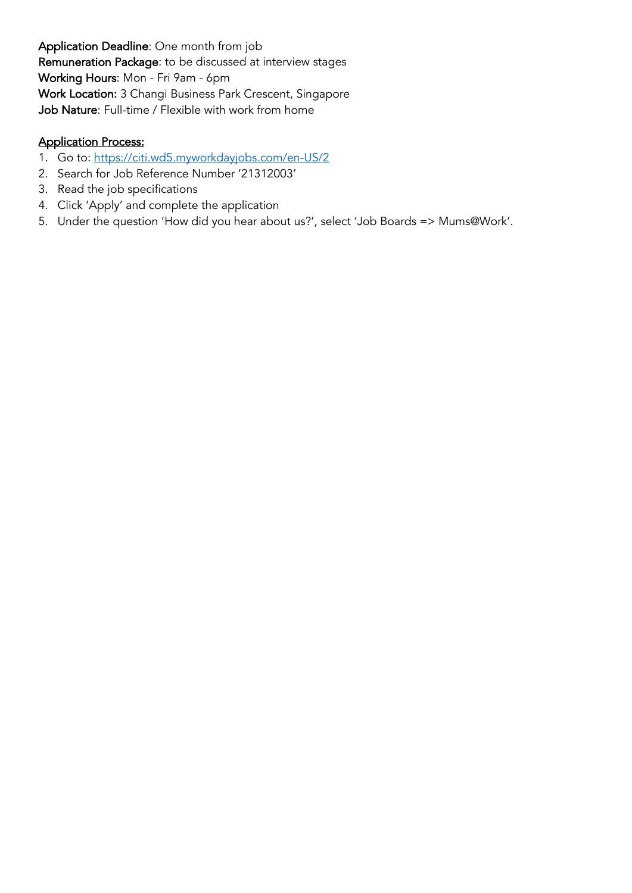**Application Deadline**: One month from job
**Remuneration Package**: to be discussed at interview stages
**Working Hours**: Mon - Fri 9am - 6pm
**Work Location:** 3 Changi Business Park Crescent, Singapore
**Job Nature**: Full-time / Flexible with work from home

## Application Process:

1. Go to: [https://citi.wd5.myworkdayjobs.com/en-US/2](https://citi.wd5.myworkdayjobs.com/en-US/2)
2. Search for Job Reference Number '21312003'
3. Read the job specifications
4. Click 'Apply' and complete the application
5. Under the question 'How did you hear about us?', select 'Job Boards => Mums@Work'.